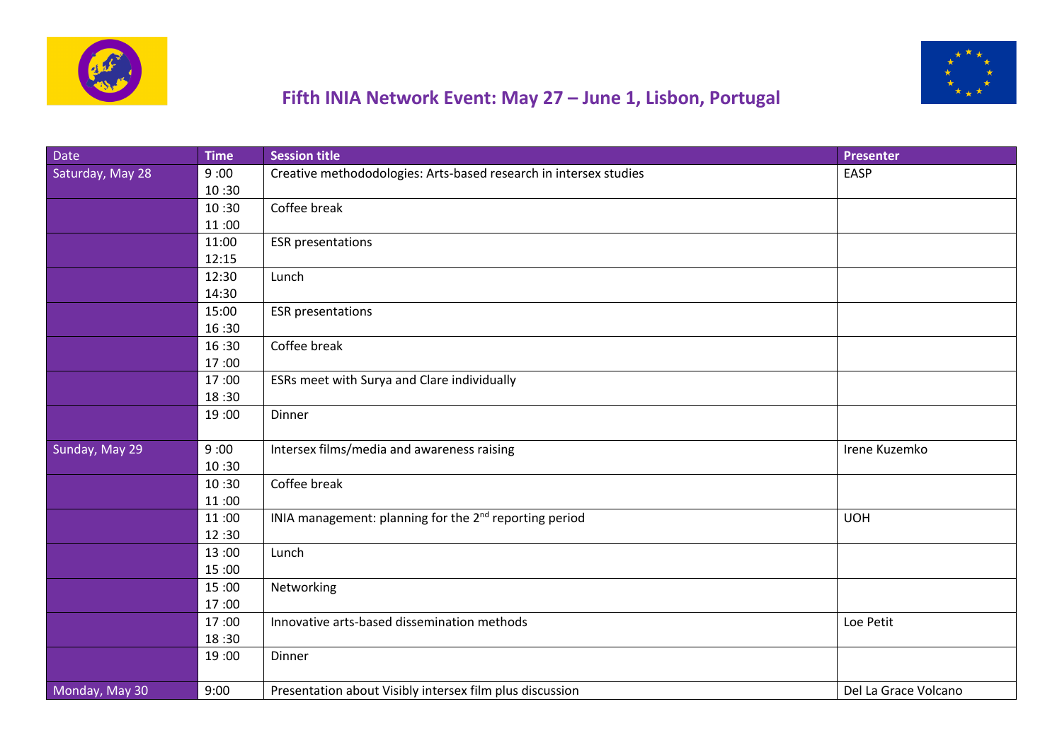# Fifth INIA Network Event: May 27 – June 1, Lisbon, Portugal

| Date | Time | Session title | Presenter |
|---|---|---|---|
| Saturday, May 28 | 9 :00<br>10 :30 | Creative methododologies: Arts-based research in intersex studies | EASP |
| | 10 :30<br>11 :00 | Coffee break | |
| | 11:00<br>12:15 | ESR presentations | |
| | 12:30<br>14:30 | Lunch | |
| | 15:00<br>16 :30 | ESR presentations | |
| | 16 :30<br>17 :00 | Coffee break | |
| | 17 :00<br>18 :30 | ESRs meet with Surya and Clare individually | |
| | 19 :00 | Dinner | |
| Sunday, May 29 | 9 :00<br>10 :30 | Intersex films/media and awareness raising | Irene Kuzemko |
| | 10 :30<br>11 :00 | Coffee break | |
| | 11 :00<br>12 :30 | INIA management: planning for the 2nd reporting period | UOH |
| | 13 :00<br>15 :00 | Lunch | |
| | 15 :00<br>17 :00 | Networking | |
| | 17 :00<br>18 :30 | Innovative arts-based dissemination methods | Loe Petit |
| | 19 :00 | Dinner | |
| Monday, May 30 | 9:00 | Presentation about Visibly intersex film plus discussion | Del La Grace Volcano |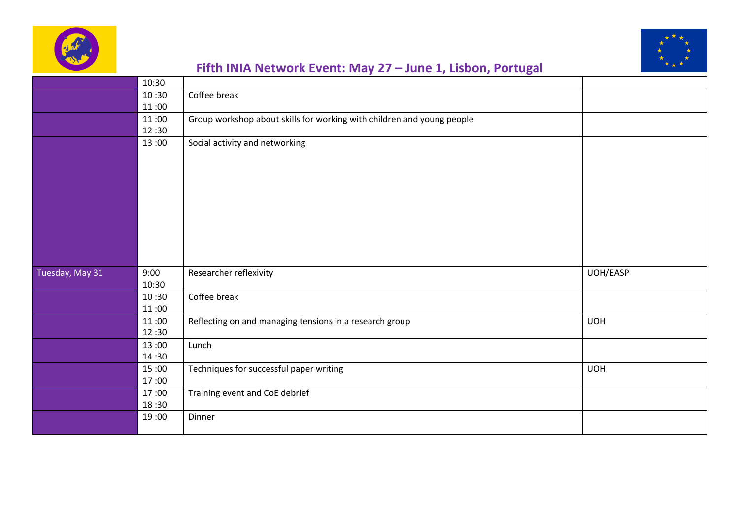## Fifth INIA Network Event: May 27 – June 1, Lisbon, Portugal

| | | | |
|---|---|---|---|
| | 10:30 | | |
| | 10 :30<br>11 :00 | Coffee break | |
| | 11 :00<br>12 :30 | Group workshop about skills for working with children and young people | |
| | 13 :00 | Social activity and networking | |
| Tuesday, May 31 | 9:00<br>10:30 | Researcher reflexivity | UOH/EASP |
| | 10 :30<br>11 :00 | Coffee break | |
| | 11 :00<br>12 :30 | Reflecting on and managing tensions in a research group | UOH |
| | 13 :00<br>14 :30 | Lunch | |
| | 15 :00<br>17 :00 | Techniques for successful paper writing | UOH |
| | 17 :00<br>18 :30 | Training event and CoE debrief | |
| | 19 :00 | Dinner | |